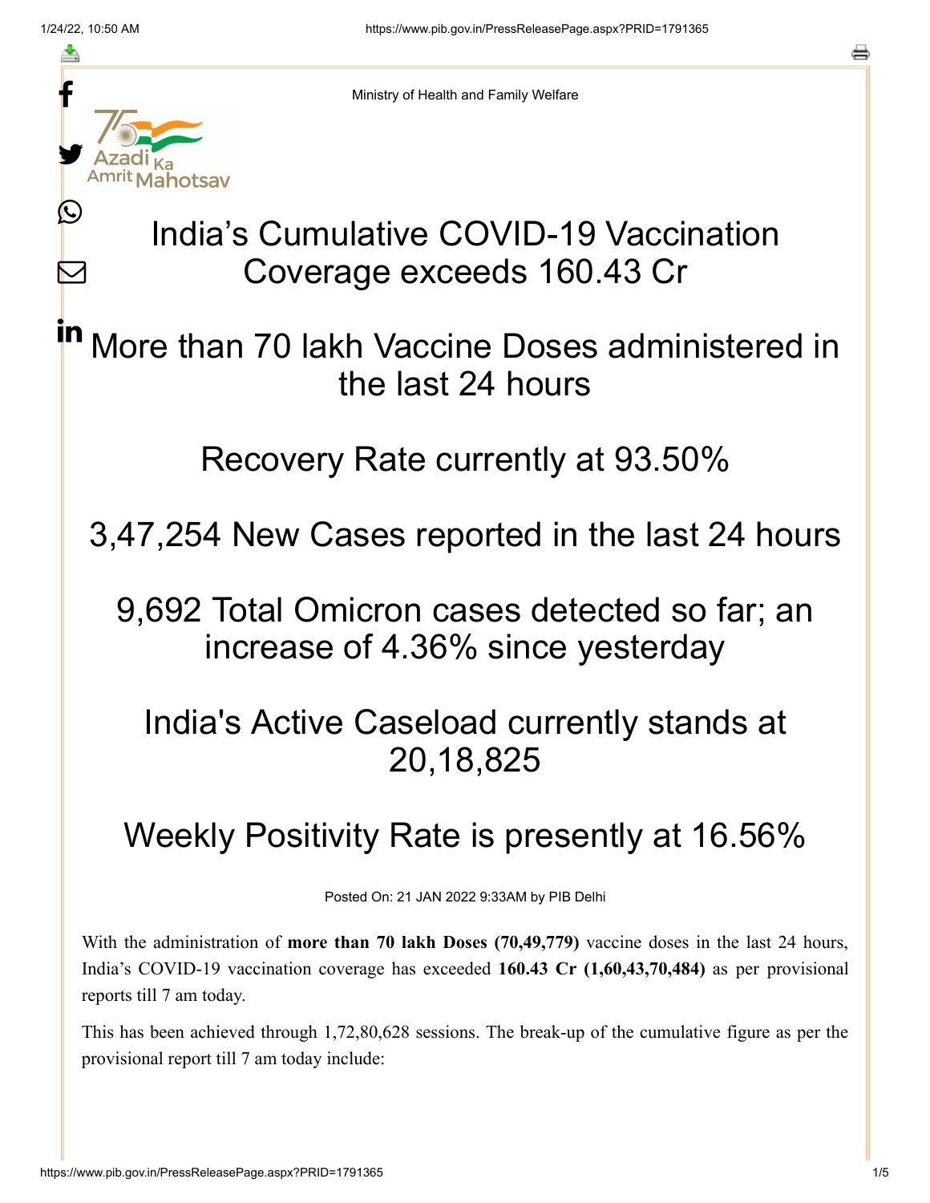Ministry of Health and Family Welfare

# India's Cumulative COVID-19 Vaccination Coverage exceeds 160.43 Cr

## More than 70 lakh Vaccine Doses administered in the last 24 hours

## Recovery Rate currently at 93.50%

## 3,47,254 New Cases reported in the last 24 hours

## 9,692 Total Omicron cases detected so far; an increase of 4.36% since yesterday

## India's Active Caseload currently stands at 20,18,825

## Weekly Positivity Rate is presently at 16.56%

Posted On: 21 JAN 2022 9:33AM by PIB Delhi

With the administration of **more than 70 lakh Doses (70,49,779)** vaccine doses in the last 24 hours, India's COVID-19 vaccination coverage has exceeded **160.43 Cr (1,60,43,70,484)** as per provisional reports till 7 am today.

This has been achieved through 1,72,80,628 sessions. The break-up of the cumulative figure as per the provisional report till 7 am today include: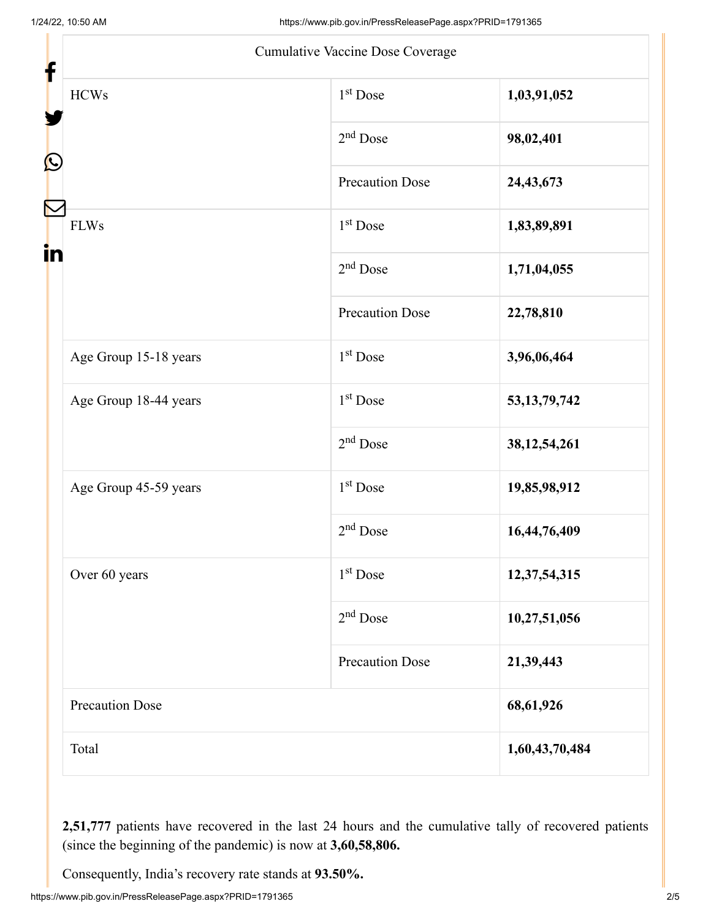| Cumulative Vaccine Dose Coverage | | |
|---|---|---|
| HCWs | 1st Dose | **1,03,91,052** |
| | 2nd Dose | **98,02,401** |
| | Precaution Dose | **24,43,673** |
| FLWs | 1st Dose | **1,83,89,891** |
| | 2nd Dose | **1,71,04,055** |
| | Precaution Dose | **22,78,810** |
| Age Group 15-18 years | 1st Dose | **3,96,06,464** |
| Age Group 18-44 years | 1st Dose | **53,13,79,742** |
| | 2nd Dose | **38,12,54,261** |
| Age Group 45-59 years | 1st Dose | **19,85,98,912** |
| | 2nd Dose | **16,44,76,409** |
| Over 60 years | 1st Dose | **12,37,54,315** |
| | 2nd Dose | **10,27,51,056** |
| | Precaution Dose | **21,39,443** |
| Precaution Dose | | **68,61,926** |
| Total | | **1,60,43,70,484** |

**2,51,777** patients have recovered in the last 24 hours and the cumulative tally of recovered patients (since the beginning of the pandemic) is now at **3,60,58,806.**

Consequently, India's recovery rate stands at **93.50%.**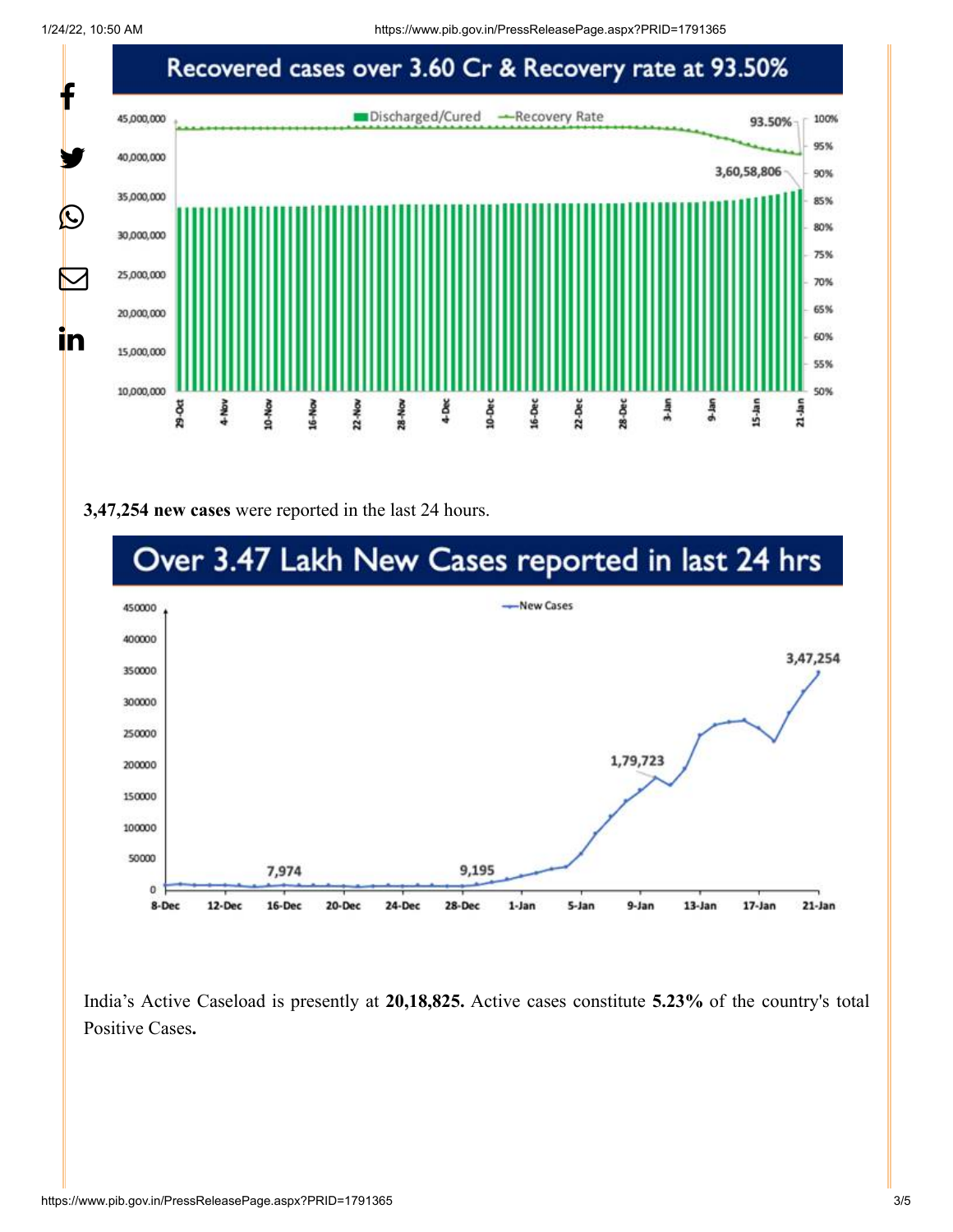Recovered cases over 3.60 Cr & Recovery rate at 93.50%

3,47,254 **new cases** were reported in the last 24 hours.

Over 3.47 Lakh New Cases reported in last 24 hrs

India's Active Caseload is presently at **20,18,825.** Active cases constitute **5.23%** of the country's total Positive Cases**.**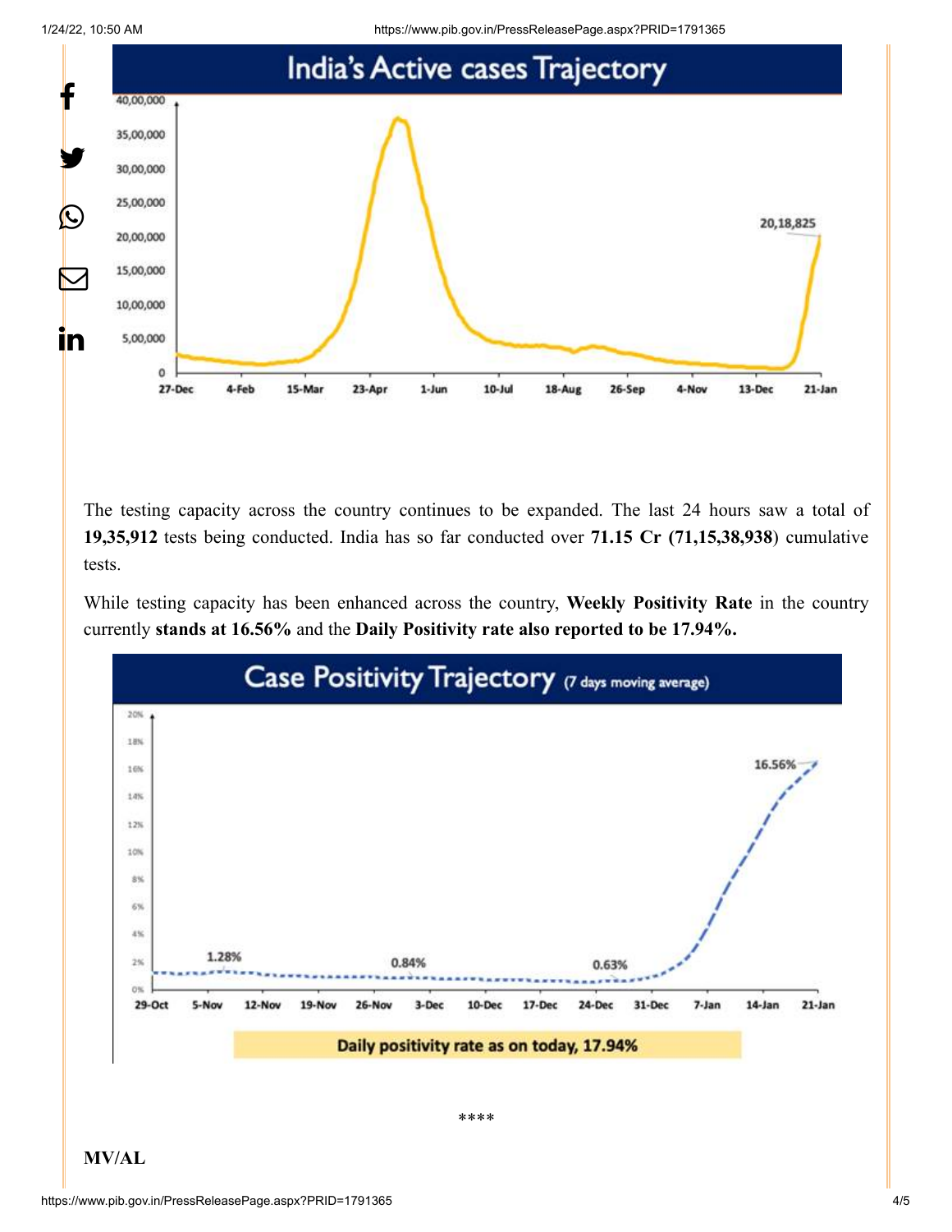## India's Active cases Trajectory

The testing capacity across the country continues to be expanded. The last 24 hours saw a total of **19,35,912** tests being conducted. India has so far conducted over **71.15 Cr (71,15,38,938)** cumulative tests.

While testing capacity has been enhanced across the country, **Weekly Positivity Rate** in the country currently **stands at 16.56%** and the **Daily Positivity rate also reported to be 17.94%.**

## Case Positivity Trajectory (7 days moving average)

Daily positivity rate as on today, 17.94%

\*\*\*\*

**MV/AL**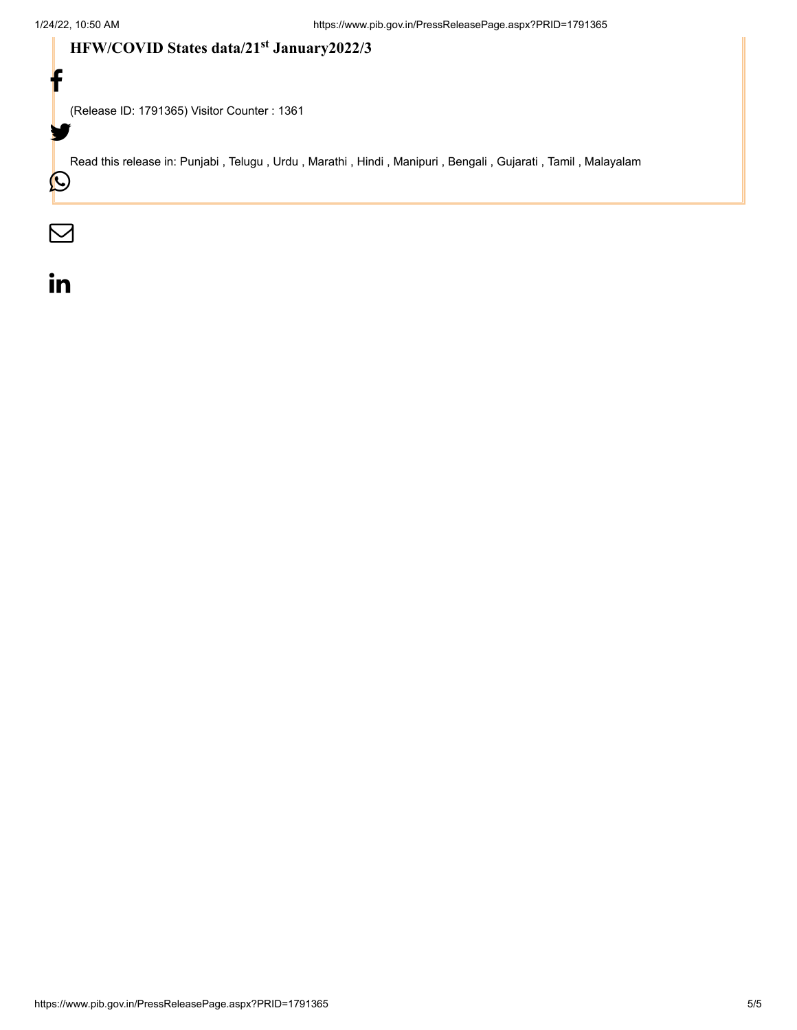**HFW/COVID States data/21st January2022/3**

(Release ID: 1791365) Visitor Counter : 1361

Read this release in: Punjabi , Telugu , Urdu , Marathi , Hindi , Manipuri , Bengali , Gujarati , Tamil , Malayalam